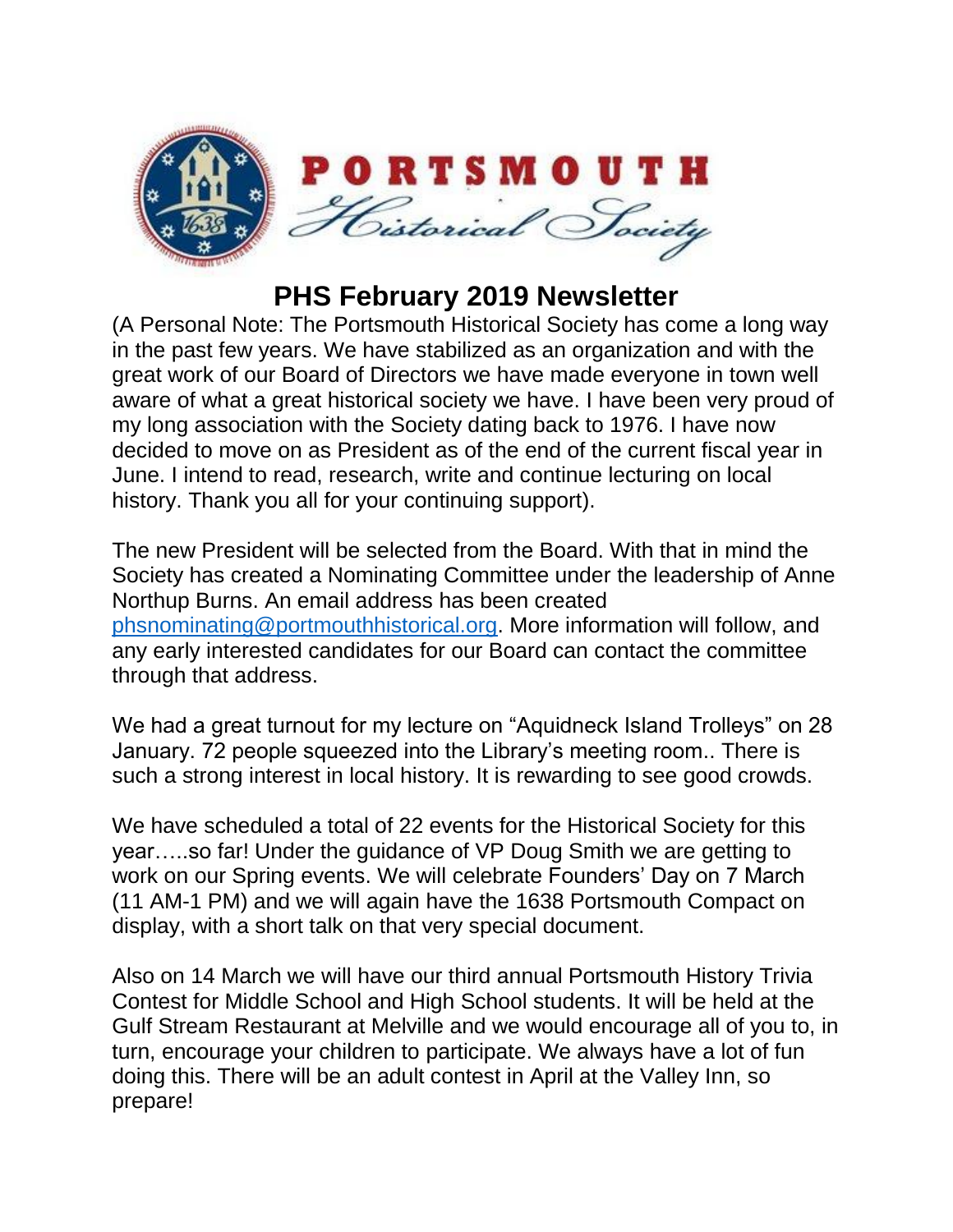PORTSMOUTH Historical Society

# PHS February 2019 Newsletter

(A Personal Note: The Portsmouth Historical Society has come a long way in the past few years. We have stabilized as an organization and with the great work of our Board of Directors we have made everyone in town well aware of what a great historical society we have. I have been very proud of my long association with the Society dating back to 1976. I have now decided to move on as President as of the end of the current fiscal year in June. I intend to read, research, write and continue lecturing on local history. Thank you all for your continuing support).

The new President will be selected from the Board. With that in mind the Society has created a Nominating Committee under the leadership of Anne Northup Burns. An email address has been created phsnominating@portmouthhistorical.org. More information will follow, and any early interested candidates for our Board can contact the committee through that address.

We had a great turnout for my lecture on "Aquidneck Island Trolleys" on 28 January. 72 people squeezed into the Library's meeting room.. There is such a strong interest in local history. It is rewarding to see good crowds.

We have scheduled a total of 22 events for the Historical Society for this year…..so far! Under the guidance of VP Doug Smith we are getting to work on our Spring events. We will celebrate Founders' Day on 7 March (11 AM-1 PM) and we will again have the 1638 Portsmouth Compact on display, with a short talk on that very special document.

Also on 14 March we will have our third annual Portsmouth History Trivia Contest for Middle School and High School students. It will be held at the Gulf Stream Restaurant at Melville and we would encourage all of you to, in turn, encourage your children to participate. We always have a lot of fun doing this. There will be an adult contest in April at the Valley Inn, so prepare!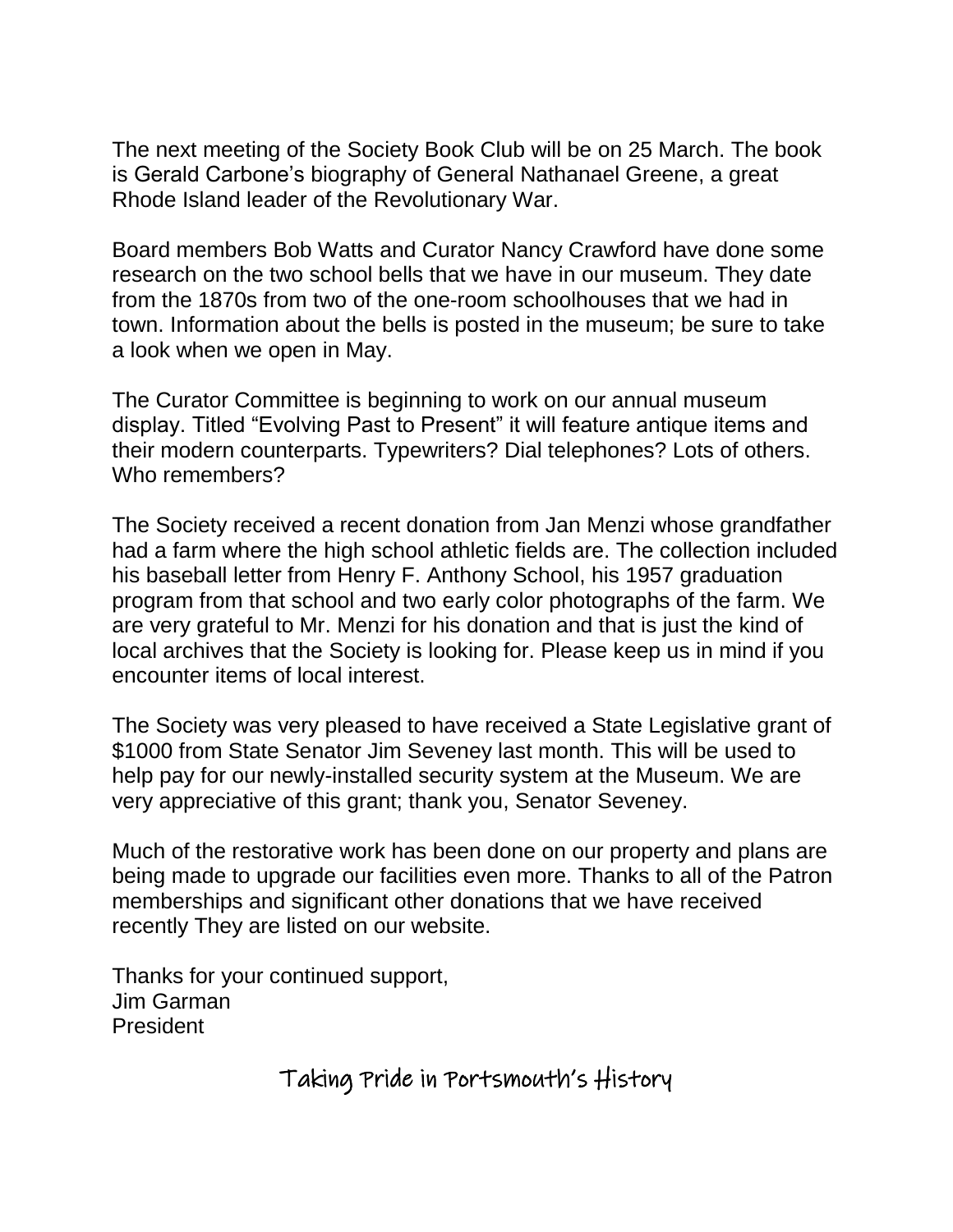The next meeting of the Society Book Club will be on 25 March. The book is Gerald Carbone's biography of General Nathanael Greene, a great Rhode Island leader of the Revolutionary War.

Board members Bob Watts and Curator Nancy Crawford have done some research on the two school bells that we have in our museum. They date from the 1870s from two of the one-room schoolhouses that we had in town. Information about the bells is posted in the museum; be sure to take a look when we open in May.

The Curator Committee is beginning to work on our annual museum display. Titled "Evolving Past to Present" it will feature antique items and their modern counterparts. Typewriters? Dial telephones? Lots of others. Who remembers?

The Society received a recent donation from Jan Menzi whose grandfather had a farm where the high school athletic fields are. The collection included his baseball letter from Henry F. Anthony School, his 1957 graduation program from that school and two early color photographs of the farm. We are very grateful to Mr. Menzi for his donation and that is just the kind of local archives that the Society is looking for. Please keep us in mind if you encounter items of local interest.

The Society was very pleased to have received a State Legislative grant of $1000 from State Senator Jim Seveney last month. This will be used to help pay for our newly-installed security system at the Museum. We are very appreciative of this grant; thank you, Senator Seveney.

Much of the restorative work has been done on our property and plans are being made to upgrade our facilities even more. Thanks to all of the Patron memberships and significant other donations that we have received recently They are listed on our website.

Thanks for your continued support,
Jim Garman
President

Taking Pride in Portsmouth's History